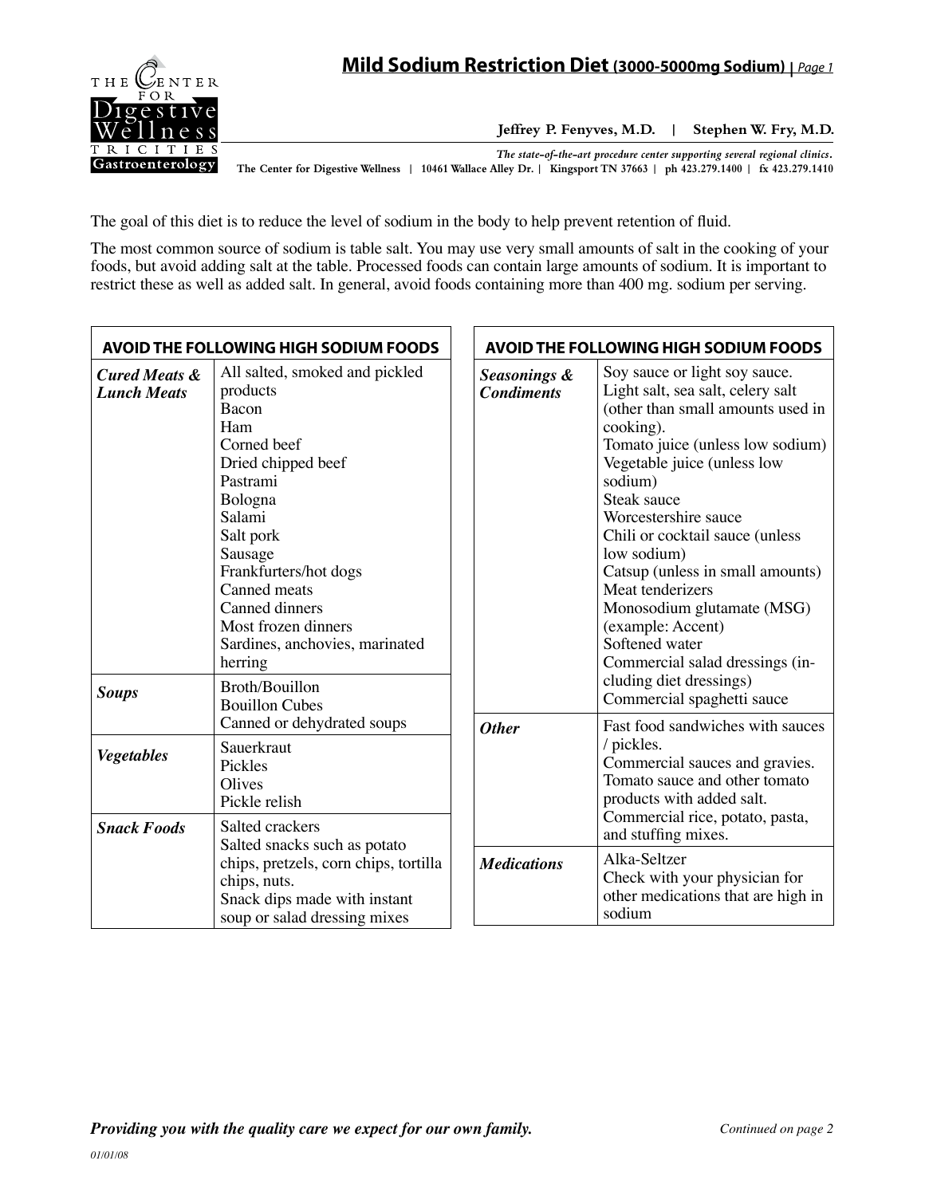# Mild Sodium Restriction Diet (3000-5000mg Sodium)

**Jeffrey P. Fenyves, M.D. | Stephen W. Fry, M.D.**

*The state-of-the-art procedure center supporting several regional clinics.*

The Center for Digestive Wellness | 10461 Wallace Alley Dr. | Kingsport TN 37663 | ph 423.279.1400 | fx 423.279.1410

The goal of this diet is to reduce the level of sodium in the body to help prevent retention of fluid.

The most common source of sodium is table salt. You may use very small amounts of salt in the cooking of your foods, but avoid adding salt at the table. Processed foods can contain large amounts of sodium. It is important to restrict these as well as added salt. In general, avoid foods containing more than 400 mg. sodium per serving.

| AVOID THE FOLLOWING HIGH SODIUM FOODS | |
|---|---|
| ***Cured Meats & Lunch Meats*** | All salted, smoked and pickled products<br>Bacon<br>Ham<br>Corned beef<br>Dried chipped beef<br>Pastrami<br>Bologna<br>Salami<br>Salt pork<br>Sausage<br>Frankfurters/hot dogs<br>Canned meats<br>Canned dinners<br>Most frozen dinners<br>Sardines, anchovies, marinated herring |
| ***Soups*** | Broth/Bouillon<br>Bouillon Cubes<br>Canned or dehydrated soups |
| ***Vegetables*** | Sauerkraut<br>Pickles<br>Olives<br>Pickle relish |
| ***Snack Foods*** | Salted crackers<br>Salted snacks such as potato chips, pretzels, corn chips, tortilla chips, nuts.<br>Snack dips made with instant soup or salad dressing mixes |

| AVOID THE FOLLOWING HIGH SODIUM FOODS | |
|---|---|
| ***Seasonings & Condiments*** | Soy sauce or light soy sauce.<br>Light salt, sea salt, celery salt (other than small amounts used in cooking).<br>Tomato juice (unless low sodium)<br>Vegetable juice (unless low sodium)<br>Steak sauce<br>Worcestershire sauce<br>Chili or cocktail sauce (unless low sodium)<br>Catsup (unless in small amounts)<br>Meat tenderizers<br>Monosodium glutamate (MSG) (example: Accent)<br>Softened water<br>Commercial salad dressings (including diet dressings)<br>Commercial spaghetti sauce |
| ***Other*** | Fast food sandwiches with sauces / pickles.<br>Commercial sauces and gravies.<br>Tomato sauce and other tomato products with added salt.<br>Commercial rice, potato, pasta, and stuffing mixes. |
| ***Medications*** | Alka-Seltzer<br>Check with your physician for other medications that are high in sodium |

*Providing you with the quality care we expect for our own family.*

*Continued on page 2*

*01/01/08*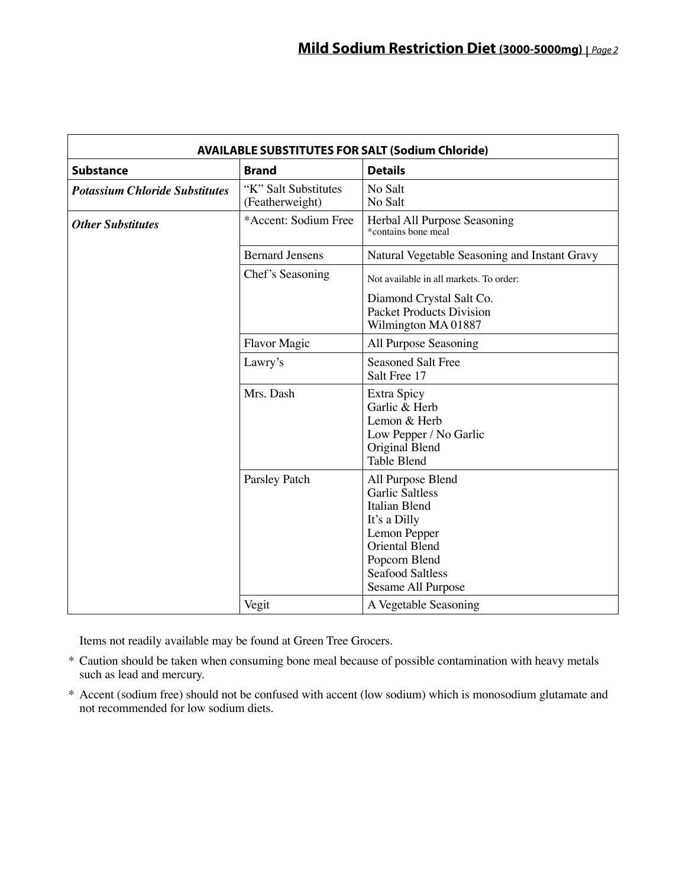| AVAILABLE SUBSTITUTES FOR SALT (Sodium Chloride) | | |
|---|---|---|
| **Substance** | **Brand** | **Details** |
| ***Potassium Chloride Substitutes*** | "K" Salt Substitutes<br>(Featherweight) | No Salt<br>No Salt |
| ***Other Substitutes*** | *Accent: Sodium Free | Herbal All Purpose Seasoning<br>*contains bone meal |
| | Bernard Jensens | Natural Vegetable Seasoning and Instant Gravy |
| | Chef's Seasoning | Not available in all markets. To order:<br>Diamond Crystal Salt Co.<br>Packet Products Division<br>Wilmington MA 01887 |
| | Flavor Magic | All Purpose Seasoning |
| | Lawry's | Seasoned Salt Free<br>Salt Free 17 |
| | Mrs. Dash | Extra Spicy<br>Garlic & Herb<br>Lemon & Herb<br>Low Pepper / No Garlic<br>Original Blend<br>Table Blend |
| | Parsley Patch | All Purpose Blend<br>Garlic Saltless<br>Italian Blend<br>It's a Dilly<br>Lemon Pepper<br>Oriental Blend<br>Popcorn Blend<br>Seafood Saltless<br>Sesame All Purpose |
| | Vegit | A Vegetable Seasoning |

Items not readily available may be found at Green Tree Grocers.

* Caution should be taken when consuming bone meal because of possible contamination with heavy metals such as lead and mercury.

* Accent (sodium free) should not be confused with accent (low sodium) which is monosodium glutamate and not recommended for low sodium diets.